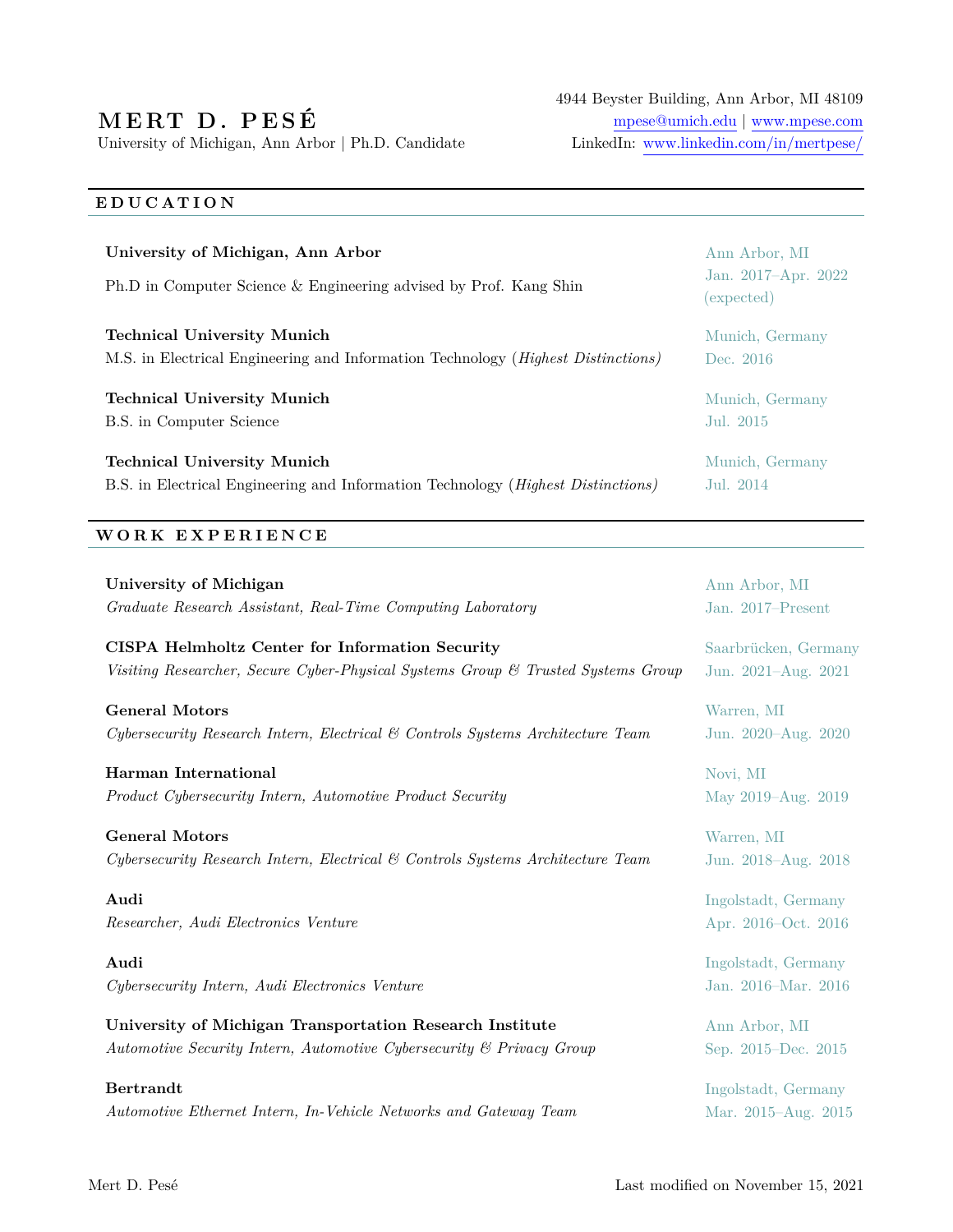# MERT D. PESÉ

University of Michigan, Ann Arbor | Ph.D. Candidate

4944 Beyster Building, Ann Arbor, MI 48109
mpese@umich.edu | www.mpese.com
LinkedIn: www.linkedin.com/in/mertpese/

## EDUCATION

**University of Michigan, Ann Arbor** — Ann Arbor, MI
Ph.D in Computer Science & Engineering advised by Prof. Kang Shin — Jan. 2017–Apr. 2022 (expected)

**Technical University Munich** — Munich, Germany
M.S. in Electrical Engineering and Information Technology (*Highest Distinctions*) — Dec. 2016

**Technical University Munich** — Munich, Germany
B.S. in Computer Science — Jul. 2015

**Technical University Munich** — Munich, Germany
B.S. in Electrical Engineering and Information Technology (*Highest Distinctions*) — Jul. 2014

## WORK EXPERIENCE

**University of Michigan** — Ann Arbor, MI
*Graduate Research Assistant, Real-Time Computing Laboratory* — Jan. 2017–Present

**CISPA Helmholtz Center for Information Security** — Saarbrücken, Germany
*Visiting Researcher, Secure Cyber-Physical Systems Group & Trusted Systems Group* — Jun. 2021–Aug. 2021

**General Motors** — Warren, MI
*Cybersecurity Research Intern, Electrical & Controls Systems Architecture Team* — Jun. 2020–Aug. 2020

**Harman International** — Novi, MI
*Product Cybersecurity Intern, Automotive Product Security* — May 2019–Aug. 2019

**General Motors** — Warren, MI
*Cybersecurity Research Intern, Electrical & Controls Systems Architecture Team* — Jun. 2018–Aug. 2018

**Audi** — Ingolstadt, Germany
*Researcher, Audi Electronics Venture* — Apr. 2016–Oct. 2016

**Audi** — Ingolstadt, Germany
*Cybersecurity Intern, Audi Electronics Venture* — Jan. 2016–Mar. 2016

**University of Michigan Transportation Research Institute** — Ann Arbor, MI
*Automotive Security Intern, Automotive Cybersecurity & Privacy Group* — Sep. 2015–Dec. 2015

**Bertrandt** — Ingolstadt, Germany
*Automotive Ethernet Intern, In-Vehicle Networks and Gateway Team* — Mar. 2015–Aug. 2015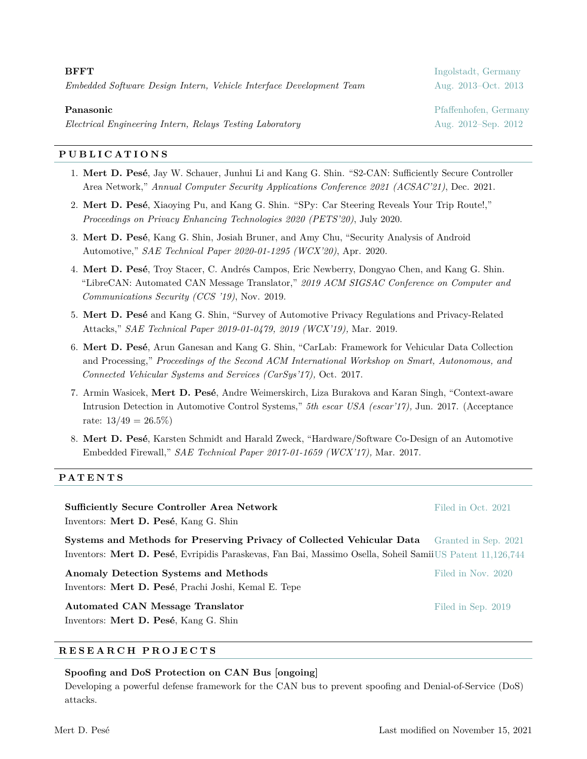**BFFT** — Ingolstadt, Germany
*Embedded Software Design Intern, Vehicle Interface Development Team* — Aug. 2013–Oct. 2013

**Panasonic** — Pfaffenhofen, Germany
*Electrical Engineering Intern, Relays Testing Laboratory* — Aug. 2012–Sep. 2012

## PUBLICATIONS

1. **Mert D. Pesé**, Jay W. Schauer, Junhui Li and Kang G. Shin. "S2-CAN: Sufficiently Secure Controller Area Network," *Annual Computer Security Applications Conference 2021 (ACSAC'21)*, Dec. 2021.
2. **Mert D. Pesé**, Xiaoying Pu, and Kang G. Shin. "SPy: Car Steering Reveals Your Trip Route!," *Proceedings on Privacy Enhancing Technologies 2020 (PETS'20)*, July 2020.
3. **Mert D. Pesé**, Kang G. Shin, Josiah Bruner, and Amy Chu, "Security Analysis of Android Automotive," *SAE Technical Paper 2020-01-1295 (WCX'20)*, Apr. 2020.
4. **Mert D. Pesé**, Troy Stacer, C. Andrés Campos, Eric Newberry, Dongyao Chen, and Kang G. Shin. "LibreCAN: Automated CAN Message Translator," *2019 ACM SIGSAC Conference on Computer and Communications Security (CCS '19)*, Nov. 2019.
5. **Mert D. Pesé** and Kang G. Shin, "Survey of Automotive Privacy Regulations and Privacy-Related Attacks," *SAE Technical Paper 2019-01-0479, 2019 (WCX'19),* Mar. 2019.
6. **Mert D. Pesé**, Arun Ganesan and Kang G. Shin, "CarLab: Framework for Vehicular Data Collection and Processing," *Proceedings of the Second ACM International Workshop on Smart, Autonomous, and Connected Vehicular Systems and Services (CarSys'17),* Oct. 2017.
7. Armin Wasicek, **Mert D. Pesé**, Andre Weimerskirch, Liza Burakova and Karan Singh, "Context-aware Intrusion Detection in Automotive Control Systems," *5th escar USA (escar'17),* Jun. 2017. (Acceptance rate: 13/49 = 26.5%)
8. **Mert D. Pesé**, Karsten Schmidt and Harald Zweck, "Hardware/Software Co-Design of an Automotive Embedded Firewall," *SAE Technical Paper 2017-01-1659 (WCX'17),* Mar. 2017.

## PATENTS

**Sufficiently Secure Controller Area Network** — Filed in Oct. 2021
Inventors: **Mert D. Pesé**, Kang G. Shin

**Systems and Methods for Preserving Privacy of Collected Vehicular Data** — Granted in Sep. 2021, US Patent 11,126,744
Inventors: **Mert D. Pesé**, Evripidis Paraskevas, Fan Bai, Massimo Osella, Soheil Samii

**Anomaly Detection Systems and Methods** — Filed in Nov. 2020
Inventors: **Mert D. Pesé**, Prachi Joshi, Kemal E. Tepe

**Automated CAN Message Translator** — Filed in Sep. 2019
Inventors: **Mert D. Pesé**, Kang G. Shin

## RESEARCH PROJECTS

**Spoofing and DoS Protection on CAN Bus [ongoing]**
Developing a powerful defense framework for the CAN bus to prevent spoofing and Denial-of-Service (DoS) attacks.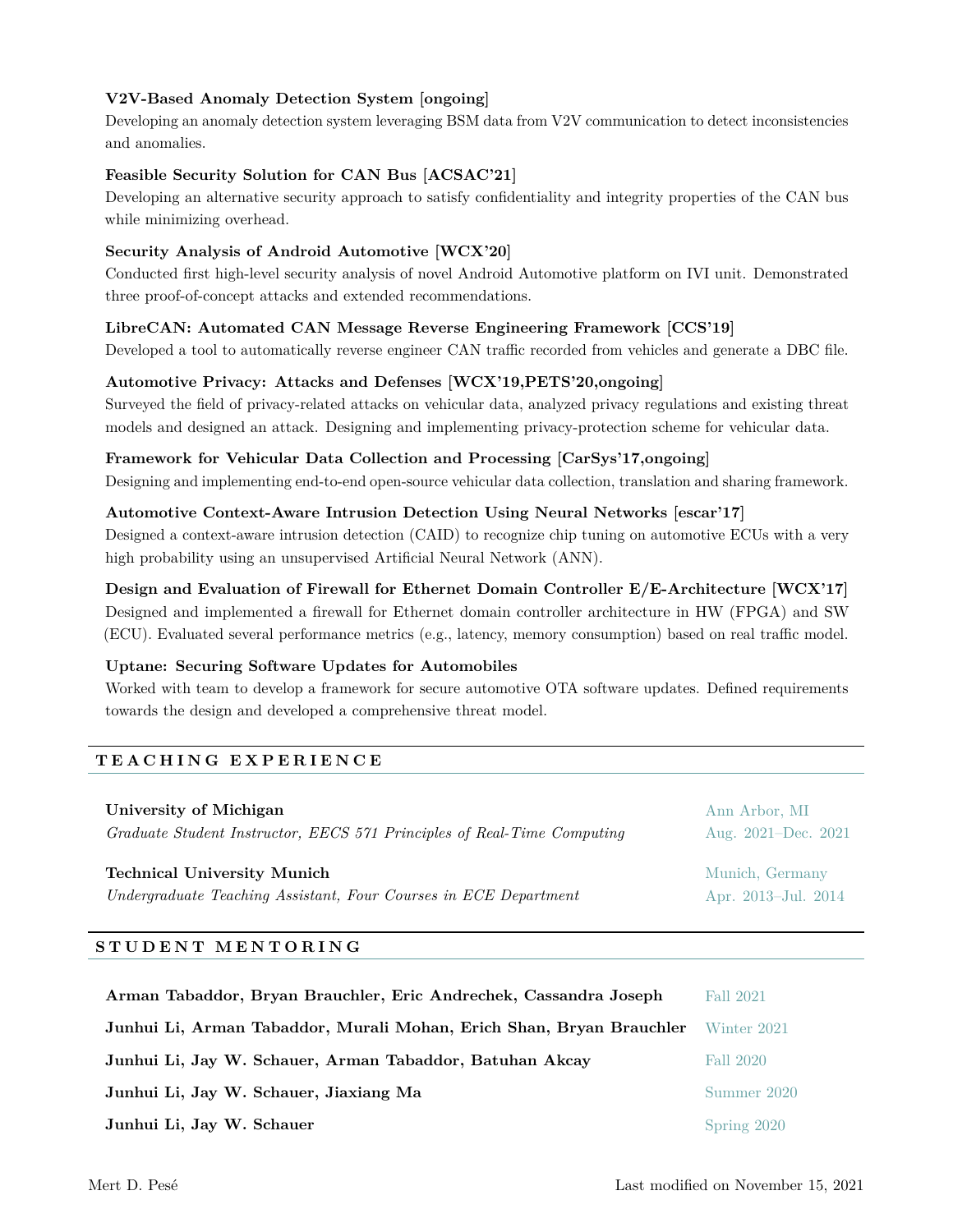**V2V-Based Anomaly Detection System [ongoing]**
Developing an anomaly detection system leveraging BSM data from V2V communication to detect inconsistencies and anomalies.

**Feasible Security Solution for CAN Bus [ACSAC'21]**
Developing an alternative security approach to satisfy confidentiality and integrity properties of the CAN bus while minimizing overhead.

**Security Analysis of Android Automotive [WCX'20]**
Conducted first high-level security analysis of novel Android Automotive platform on IVI unit. Demonstrated three proof-of-concept attacks and extended recommendations.

**LibreCAN: Automated CAN Message Reverse Engineering Framework [CCS'19]**
Developed a tool to automatically reverse engineer CAN traffic recorded from vehicles and generate a DBC file.

**Automotive Privacy: Attacks and Defenses [WCX'19,PETS'20,ongoing]**
Surveyed the field of privacy-related attacks on vehicular data, analyzed privacy regulations and existing threat models and designed an attack. Designing and implementing privacy-protection scheme for vehicular data.

**Framework for Vehicular Data Collection and Processing [CarSys'17,ongoing]**
Designing and implementing end-to-end open-source vehicular data collection, translation and sharing framework.

**Automotive Context-Aware Intrusion Detection Using Neural Networks [escar'17]**
Designed a context-aware intrusion detection (CAID) to recognize chip tuning on automotive ECUs with a very high probability using an unsupervised Artificial Neural Network (ANN).

**Design and Evaluation of Firewall for Ethernet Domain Controller E/E-Architecture [WCX'17]**
Designed and implemented a firewall for Ethernet domain controller architecture in HW (FPGA) and SW (ECU). Evaluated several performance metrics (e.g., latency, memory consumption) based on real traffic model.

**Uptane: Securing Software Updates for Automobiles**
Worked with team to develop a framework for secure automotive OTA software updates. Defined requirements towards the design and developed a comprehensive threat model.

## TEACHING EXPERIENCE

**University of Michigan** — Ann Arbor, MI
*Graduate Student Instructor, EECS 571 Principles of Real-Time Computing* — Aug. 2021–Dec. 2021

**Technical University Munich** — Munich, Germany
*Undergraduate Teaching Assistant, Four Courses in ECE Department* — Apr. 2013–Jul. 2014

## STUDENT MENTORING

**Arman Tabaddor, Bryan Brauchler, Eric Andrechek, Cassandra Joseph** — Fall 2021

**Junhui Li, Arman Tabaddor, Murali Mohan, Erich Shan, Bryan Brauchler** — Winter 2021

**Junhui Li, Jay W. Schauer, Arman Tabaddor, Batuhan Akcay** — Fall 2020

**Junhui Li, Jay W. Schauer, Jiaxiang Ma** — Summer 2020

**Junhui Li, Jay W. Schauer** — Spring 2020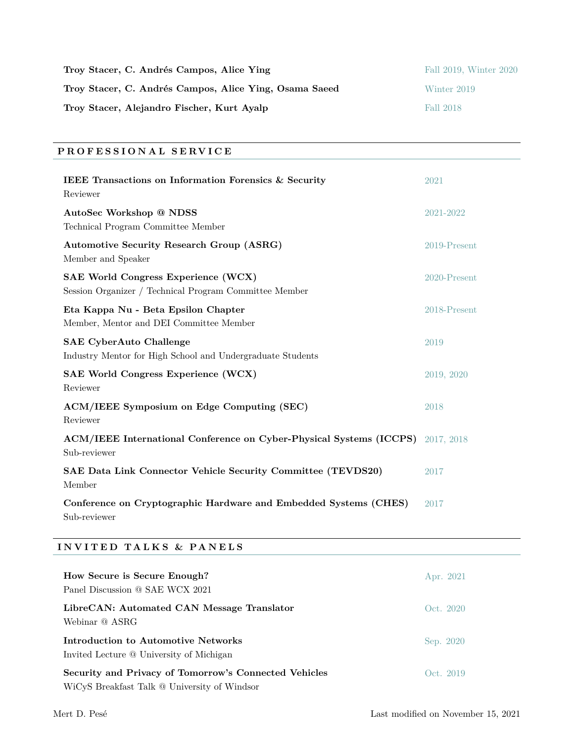**Troy Stacer, C. Andrés Campos, Alice Ying** — Fall 2019, Winter 2020

**Troy Stacer, C. Andrés Campos, Alice Ying, Osama Saeed** — Winter 2019

**Troy Stacer, Alejandro Fischer, Kurt Ayalp** — Fall 2018

## PROFESSIONAL SERVICE

**IEEE Transactions on Information Forensics & Security** — 2021
Reviewer

**AutoSec Workshop @ NDSS** — 2021-2022
Technical Program Committee Member

**Automotive Security Research Group (ASRG)** — 2019-Present
Member and Speaker

**SAE World Congress Experience (WCX)** — 2020-Present
Session Organizer / Technical Program Committee Member

**Eta Kappa Nu - Beta Epsilon Chapter** — 2018-Present
Member, Mentor and DEI Committee Member

**SAE CyberAuto Challenge** — 2019
Industry Mentor for High School and Undergraduate Students

**SAE World Congress Experience (WCX)** — 2019, 2020
Reviewer

**ACM/IEEE Symposium on Edge Computing (SEC)** — 2018
Reviewer

**ACM/IEEE International Conference on Cyber-Physical Systems (ICCPS)** — 2017, 2018
Sub-reviewer

**SAE Data Link Connector Vehicle Security Committee (TEVDS20)** — 2017
Member

**Conference on Cryptographic Hardware and Embedded Systems (CHES)** — 2017
Sub-reviewer

## INVITED TALKS & PANELS

**How Secure is Secure Enough?** — Apr. 2021
Panel Discussion @ SAE WCX 2021

**LibreCAN: Automated CAN Message Translator** — Oct. 2020
Webinar @ ASRG

**Introduction to Automotive Networks** — Sep. 2020
Invited Lecture @ University of Michigan

**Security and Privacy of Tomorrow's Connected Vehicles** — Oct. 2019
WiCyS Breakfast Talk @ University of Windsor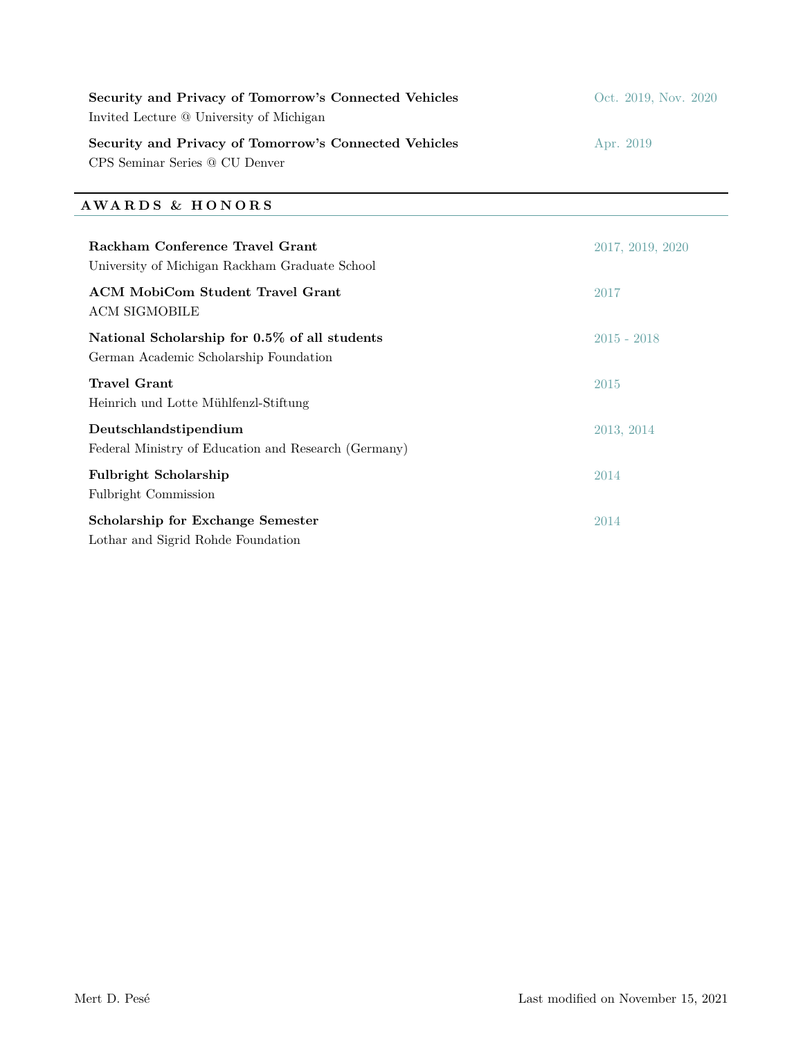**Security and Privacy of Tomorrow's Connected Vehicles** — Oct. 2019, Nov. 2020
Invited Lecture @ University of Michigan

**Security and Privacy of Tomorrow's Connected Vehicles** — Apr. 2019
CPS Seminar Series @ CU Denver

## AWARDS & HONORS

**Rackham Conference Travel Grant** — 2017, 2019, 2020
University of Michigan Rackham Graduate School

**ACM MobiCom Student Travel Grant** — 2017
ACM SIGMOBILE

**National Scholarship for 0.5% of all students** — 2015 - 2018
German Academic Scholarship Foundation

**Travel Grant** — 2015
Heinrich und Lotte Mühlfenzl-Stiftung

**Deutschlandstipendium** — 2013, 2014
Federal Ministry of Education and Research (Germany)

**Fulbright Scholarship** — 2014
Fulbright Commission

**Scholarship for Exchange Semester** — 2014
Lothar and Sigrid Rohde Foundation